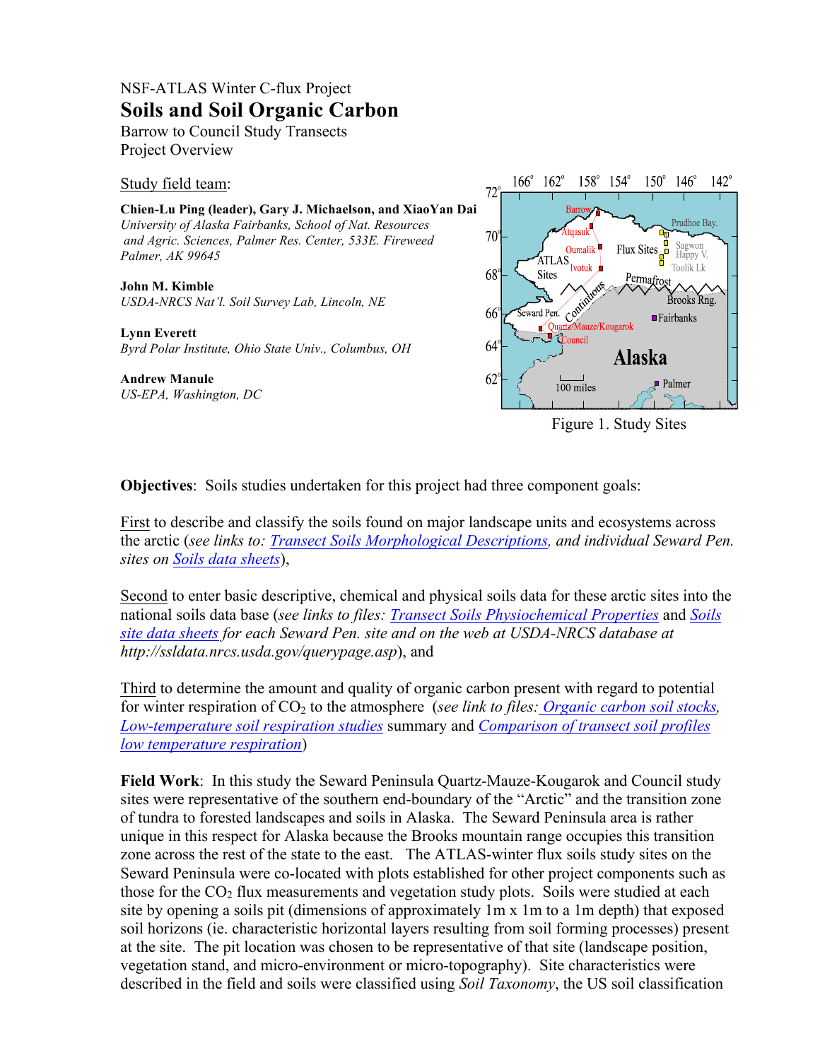NSF-ATLAS Winter C-flux Project

# Soils and Soil Organic Carbon

Barrow to Council Study Transects

Project Overview

Study field team:

**Chien-Lu Ping (leader), Gary J. Michaelson, and XiaoYan Dai**
*University of Alaska Fairbanks, School of Nat. Resources and Agric. Sciences, Palmer Res. Center, 533E. Fireweed Palmer, AK 99645*

**John M. Kimble**
*USDA-NRCS Nat'l. Soil Survey Lab, Lincoln, NE*

**Lynn Everett**
*Byrd Polar Institute, Ohio State Univ., Columbus, OH*

**Andrew Manule**
*US-EPA, Washington, DC*

Figure 1. Study Sites

**Objectives**: Soils studies undertaken for this project had three component goals:

First to describe and classify the soils found on major landscape units and ecosystems across the arctic (*see links to: Transect Soils Morphological Descriptions, and individual Seward Pen. sites on Soils data sheets*),

Second to enter basic descriptive, chemical and physical soils data for these arctic sites into the national soils data base (*see links to files: Transect Soils Physiochemical Properties and Soils site data sheets for each Seward Pen. site and on the web at USDA-NRCS database at http://ssldata.nrcs.usda.gov/querypage.asp*), and

Third to determine the amount and quality of organic carbon present with regard to potential for winter respiration of $CO_2$ to the atmosphere (*see link to files: Organic carbon soil stocks, Low-temperature soil respiration studies* summary and *Comparison of transect soil profiles low temperature respiration*)

**Field Work**: In this study the Seward Peninsula Quartz-Mauze-Kougarok and Council study sites were representative of the southern end-boundary of the "Arctic" and the transition zone of tundra to forested landscapes and soils in Alaska. The Seward Peninsula area is rather unique in this respect for Alaska because the Brooks mountain range occupies this transition zone across the rest of the state to the east. The ATLAS-winter flux soils study sites on the Seward Peninsula were co-located with plots established for other project components such as those for the $CO_2$ flux measurements and vegetation study plots. Soils were studied at each site by opening a soils pit (dimensions of approximately 1m x 1m to a 1m depth) that exposed soil horizons (ie. characteristic horizontal layers resulting from soil forming processes) present at the site. The pit location was chosen to be representative of that site (landscape position, vegetation stand, and micro-environment or micro-topography). Site characteristics were described in the field and soils were classified using *Soil Taxonomy*, the US soil classification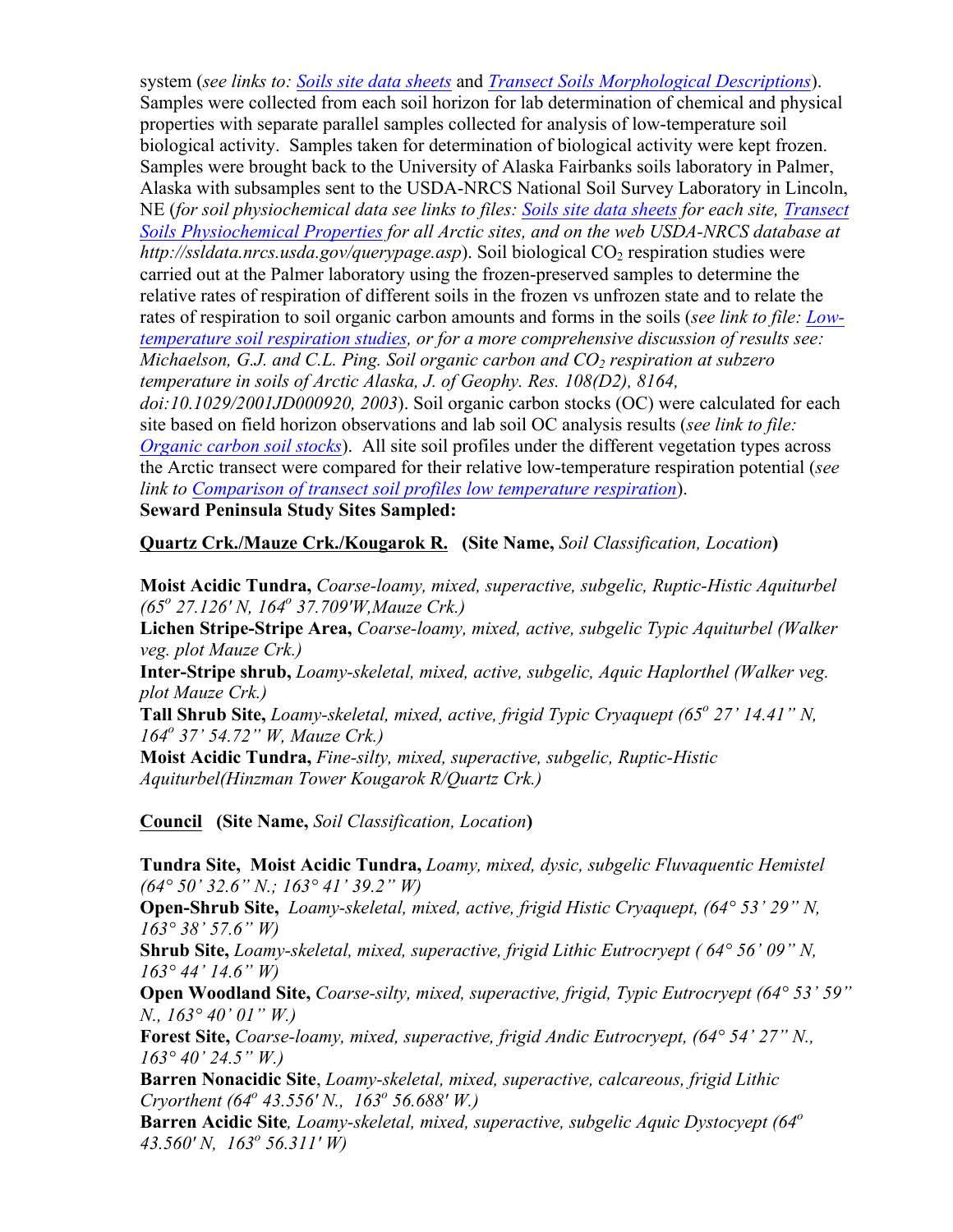system (*see links to: Soils site data sheets* and *Transect Soils Morphological Descriptions*). Samples were collected from each soil horizon for lab determination of chemical and physical properties with separate parallel samples collected for analysis of low-temperature soil biological activity. Samples taken for determination of biological activity were kept frozen. Samples were brought back to the University of Alaska Fairbanks soils laboratory in Palmer, Alaska with subsamples sent to the USDA-NRCS National Soil Survey Laboratory in Lincoln, NE (*for soil physiochemical data see links to files: Soils site data sheets for each site, Transect Soils Physiochemical Properties for all Arctic sites, and on the web USDA-NRCS database at http://ssldata.nrcs.usda.gov/querypage.asp*). Soil biological $CO_2$ respiration studies were carried out at the Palmer laboratory using the frozen-preserved samples to determine the relative rates of respiration of different soils in the frozen vs unfrozen state and to relate the rates of respiration to soil organic carbon amounts and forms in the soils (*see link to file: Low-temperature soil respiration studies, or for a more comprehensive discussion of results see: Michaelson, G.J. and C.L. Ping. Soil organic carbon and $CO_2$ respiration at subzero temperature in soils of Arctic Alaska, J. of Geophy. Res. 108(D2), 8164, doi:10.1029/2001JD000920, 2003*). Soil organic carbon stocks (OC) were calculated for each site based on field horizon observations and lab soil OC analysis results (*see link to file: Organic carbon soil stocks*). All site soil profiles under the different vegetation types across the Arctic transect were compared for their relative low-temperature respiration potential (*see link to Comparison of transect soil profiles low temperature respiration*).

**Seward Peninsula Study Sites Sampled:**

**Quartz Crk./Mauze Crk./Kougarok R. (Site Name,** *Soil Classification, Location***)**

**Moist Acidic Tundra,** *Coarse-loamy, mixed, superactive, subgelic, Ruptic-Histic Aquiturbel (65° 27.126' N, 164° 37.709'W,Mauze Crk.)*
**Lichen Stripe-Stripe Area,** *Coarse-loamy, mixed, active, subgelic Typic Aquiturbel (Walker veg. plot Mauze Crk.)*
**Inter-Stripe shrub,** *Loamy-skeletal, mixed, active, subgelic, Aquic Haplorthel (Walker veg. plot Mauze Crk.)*
**Tall Shrub Site,** *Loamy-skeletal, mixed, active, frigid Typic Cryaquept (65° 27' 14.41" N, 164° 37' 54.72" W, Mauze Crk.)*
**Moist Acidic Tundra,** *Fine-silty, mixed, superactive, subgelic, Ruptic-Histic Aquiturbel(Hinzman Tower Kougarok R/Quartz Crk.)*

**Council (Site Name,** *Soil Classification, Location***)**

**Tundra Site, Moist Acidic Tundra,** *Loamy, mixed, dysic, subgelic Fluvaquentic Hemistel (64° 50' 32.6" N.; 163° 41' 39.2" W)*
**Open-Shrub Site,** *Loamy-skeletal, mixed, active, frigid Histic Cryaquept, (64° 53' 29" N, 163° 38' 57.6" W)*
**Shrub Site,** *Loamy-skeletal, mixed, superactive, frigid Lithic Eutrocryept ( 64° 56' 09" N, 163° 44' 14.6" W)*
**Open Woodland Site,** *Coarse-silty, mixed, superactive, frigid, Typic Eutrocryept (64° 53' 59" N., 163° 40' 01" W.)*
**Forest Site,** *Coarse-loamy, mixed, superactive, frigid Andic Eutrocryept, (64° 54' 27" N., 163° 40' 24.5" W.)*
**Barren Nonacidic Site**, *Loamy-skeletal, mixed, superactive, calcareous, frigid Lithic Cryorthent (64° 43.556' N., 163° 56.688' W.)*
**Barren Acidic Site***, Loamy-skeletal, mixed, superactive, subgelic Aquic Dystocyept (64° 43.560' N, 163° 56.311' W)*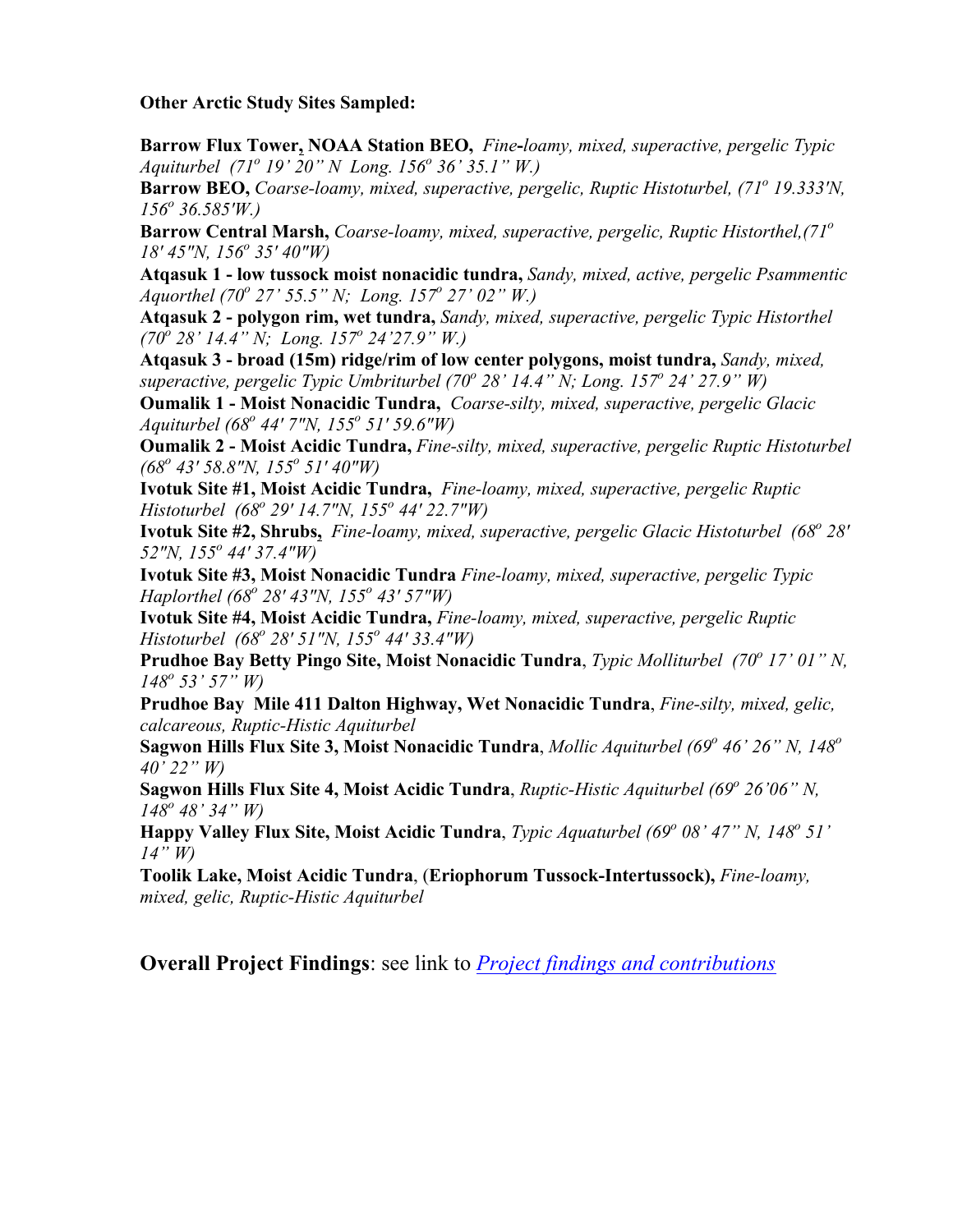**Other Arctic Study Sites Sampled:**

**Barrow Flux Tower, NOAA Station BEO,** *Fine-loamy, mixed, superactive, pergelic Typic Aquiturbel (71° 19' 20" N Long. 156° 36' 35.1" W.)*
**Barrow BEO,** *Coarse-loamy, mixed, superactive, pergelic, Ruptic Histoturbel, (71° 19.333'N, 156° 36.585'W.)*
**Barrow Central Marsh,** *Coarse-loamy, mixed, superactive, pergelic, Ruptic Historthel,(71° 18' 45"N, 156° 35' 40"W)*
**Atqasuk 1 - low tussock moist nonacidic tundra,** *Sandy, mixed, active, pergelic Psammentic Aquorthel (70° 27' 55.5" N; Long. 157° 27' 02" W.)*
**Atqasuk 2 - polygon rim, wet tundra,** *Sandy, mixed, superactive, pergelic Typic Historthel (70° 28' 14.4" N; Long. 157° 24'27.9" W.)*
**Atqasuk 3 - broad (15m) ridge/rim of low center polygons, moist tundra,** *Sandy, mixed, superactive, pergelic Typic Umbriturbel (70° 28' 14.4" N; Long. 157° 24' 27.9" W)*
**Oumalik 1 - Moist Nonacidic Tundra,** *Coarse-silty, mixed, superactive, pergelic Glacic Aquiturbel (68° 44' 7"N, 155° 51' 59.6"W)*
**Oumalik 2 - Moist Acidic Tundra,** *Fine-silty, mixed, superactive, pergelic Ruptic Histoturbel (68° 43' 58.8"N, 155° 51' 40"W)*
**Ivotuk Site #1, Moist Acidic Tundra,** *Fine-loamy, mixed, superactive, pergelic Ruptic Histoturbel (68° 29' 14.7"N, 155° 44' 22.7"W)*
**Ivotuk Site #2, Shrubs,** *Fine-loamy, mixed, superactive, pergelic Glacic Histoturbel (68° 28' 52"N, 155° 44' 37.4"W)*
**Ivotuk Site #3, Moist Nonacidic Tundra** *Fine-loamy, mixed, superactive, pergelic Typic Haplorthel (68° 28' 43"N, 155° 43' 57"W)*
**Ivotuk Site #4, Moist Acidic Tundra,** *Fine-loamy, mixed, superactive, pergelic Ruptic Histoturbel (68° 28' 51"N, 155° 44' 33.4"W)*
**Prudhoe Bay Betty Pingo Site, Moist Nonacidic Tundra**, *Typic Molliturbel (70° 17' 01" N, 148° 53' 57" W)*
**Prudhoe Bay Mile 411 Dalton Highway, Wet Nonacidic Tundra**, *Fine-silty, mixed, gelic, calcareous, Ruptic-Histic Aquiturbel*
**Sagwon Hills Flux Site 3, Moist Nonacidic Tundra**, *Mollic Aquiturbel (69° 46' 26" N, 148° 40' 22" W)*
**Sagwon Hills Flux Site 4, Moist Acidic Tundra**, *Ruptic-Histic Aquiturbel (69° 26'06" N, 148° 48' 34" W)*
**Happy Valley Flux Site, Moist Acidic Tundra**, *Typic Aquaturbel (69° 08' 47" N, 148° 51' 14" W)*
**Toolik Lake, Moist Acidic Tundra**, **(Eriophorum Tussock-Intertussock),** *Fine-loamy, mixed, gelic, Ruptic-Histic Aquiturbel*

**Overall Project Findings**: see link to *Project findings and contributions*